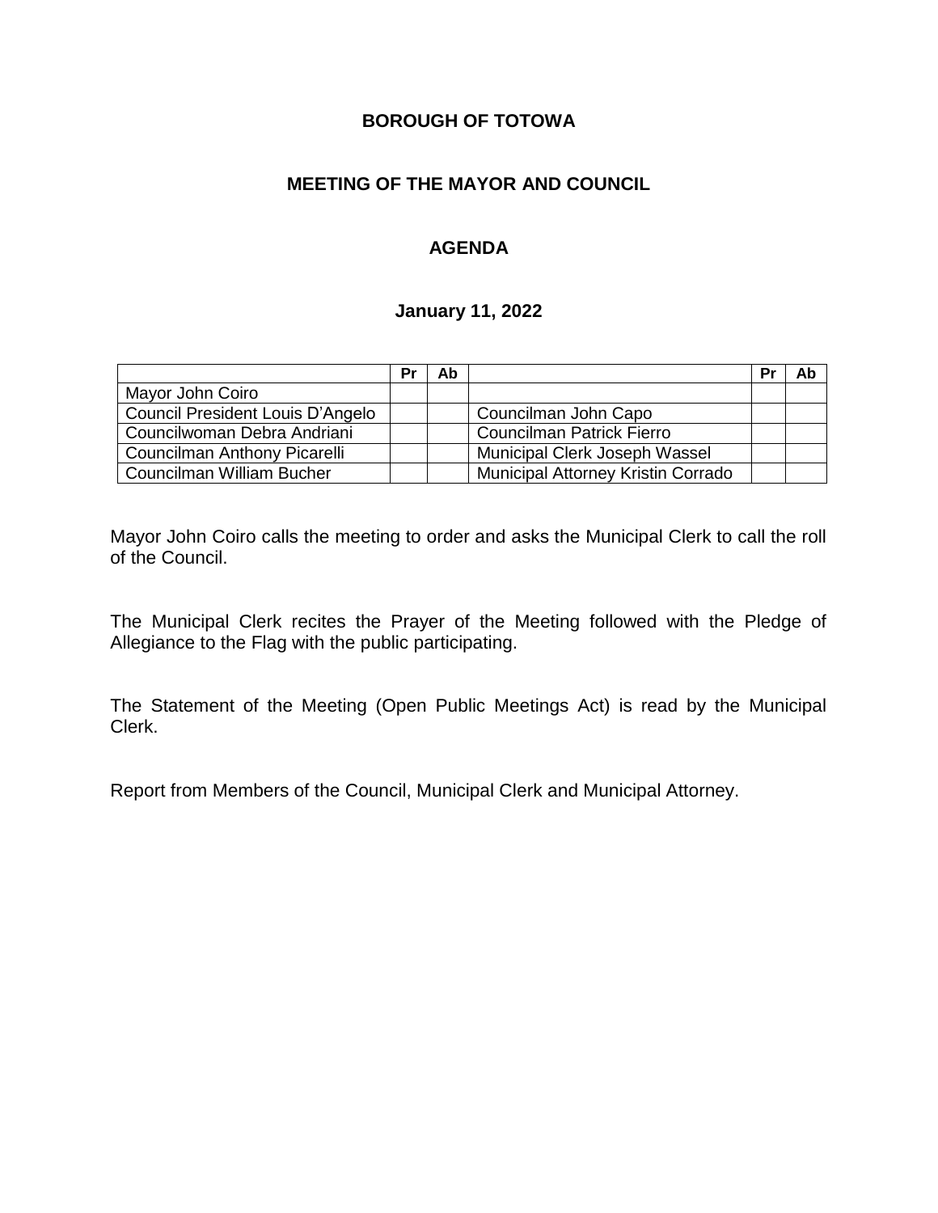# BOROUGH OF TOTOWA

## MEETING OF THE MAYOR AND COUNCIL

## AGENDA

### January 11, 2022

| | Pr | Ab | | Pr | Ab |
|---|---|---|---|---|---|
| Mayor John Coiro | | | | | |
| Council President Louis D'Angelo | | | Councilman John Capo | | |
| Councilwoman Debra Andriani | | | Councilman Patrick Fierro | | |
| Councilman Anthony Picarelli | | | Municipal Clerk Joseph Wassel | | |
| Councilman William Bucher | | | Municipal Attorney Kristin Corrado | | |

Mayor John Coiro calls the meeting to order and asks the Municipal Clerk to call the roll of the Council.

The Municipal Clerk recites the Prayer of the Meeting followed with the Pledge of Allegiance to the Flag with the public participating.

The Statement of the Meeting (Open Public Meetings Act) is read by the Municipal Clerk.

Report from Members of the Council, Municipal Clerk and Municipal Attorney.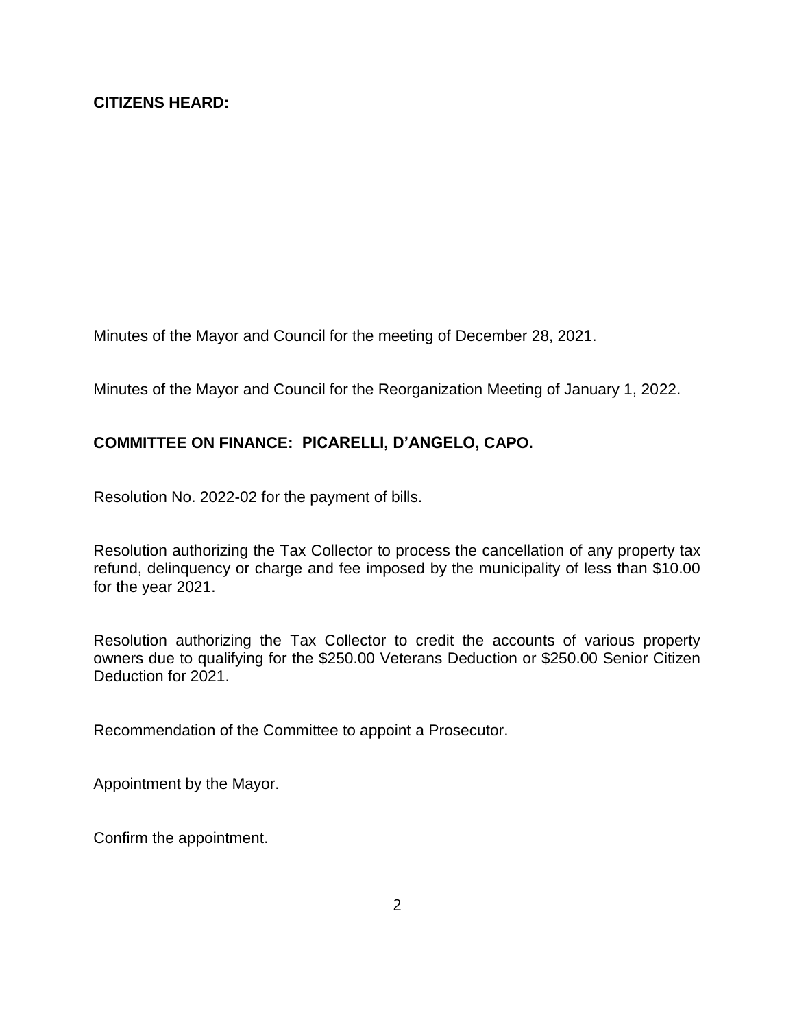**CITIZENS HEARD:**

Minutes of the Mayor and Council for the meeting of December 28, 2021.

Minutes of the Mayor and Council for the Reorganization Meeting of January 1, 2022.

**COMMITTEE ON FINANCE: PICARELLI, D'ANGELO, CAPO.**

Resolution No. 2022-02 for the payment of bills.

Resolution authorizing the Tax Collector to process the cancellation of any property tax refund, delinquency or charge and fee imposed by the municipality of less than $10.00 for the year 2021.

Resolution authorizing the Tax Collector to credit the accounts of various property owners due to qualifying for the $250.00 Veterans Deduction or $250.00 Senior Citizen Deduction for 2021.

Recommendation of the Committee to appoint a Prosecutor.

Appointment by the Mayor.

Confirm the appointment.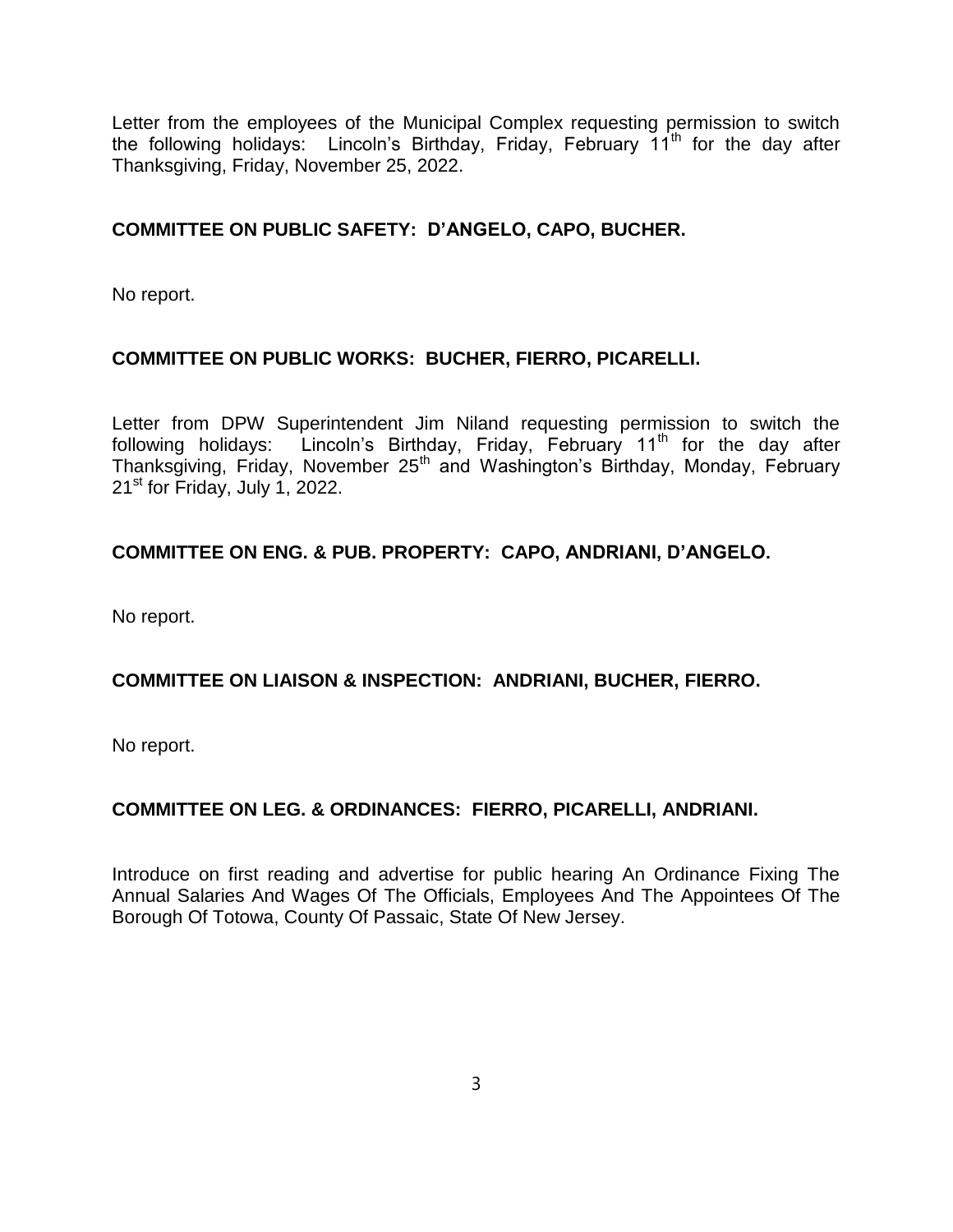Letter from the employees of the Municipal Complex requesting permission to switch the following holidays: Lincoln's Birthday, Friday, February 11th for the day after Thanksgiving, Friday, November 25, 2022.

**COMMITTEE ON PUBLIC SAFETY: D'ANGELO, CAPO, BUCHER.**

No report.

**COMMITTEE ON PUBLIC WORKS: BUCHER, FIERRO, PICARELLI.**

Letter from DPW Superintendent Jim Niland requesting permission to switch the following holidays: Lincoln's Birthday, Friday, February 11th for the day after Thanksgiving, Friday, November 25th and Washington's Birthday, Monday, February 21st for Friday, July 1, 2022.

**COMMITTEE ON ENG. & PUB. PROPERTY: CAPO, ANDRIANI, D'ANGELO.**

No report.

**COMMITTEE ON LIAISON & INSPECTION: ANDRIANI, BUCHER, FIERRO.**

No report.

**COMMITTEE ON LEG. & ORDINANCES: FIERRO, PICARELLI, ANDRIANI.**

Introduce on first reading and advertise for public hearing An Ordinance Fixing The Annual Salaries And Wages Of The Officials, Employees And The Appointees Of The Borough Of Totowa, County Of Passaic, State Of New Jersey.